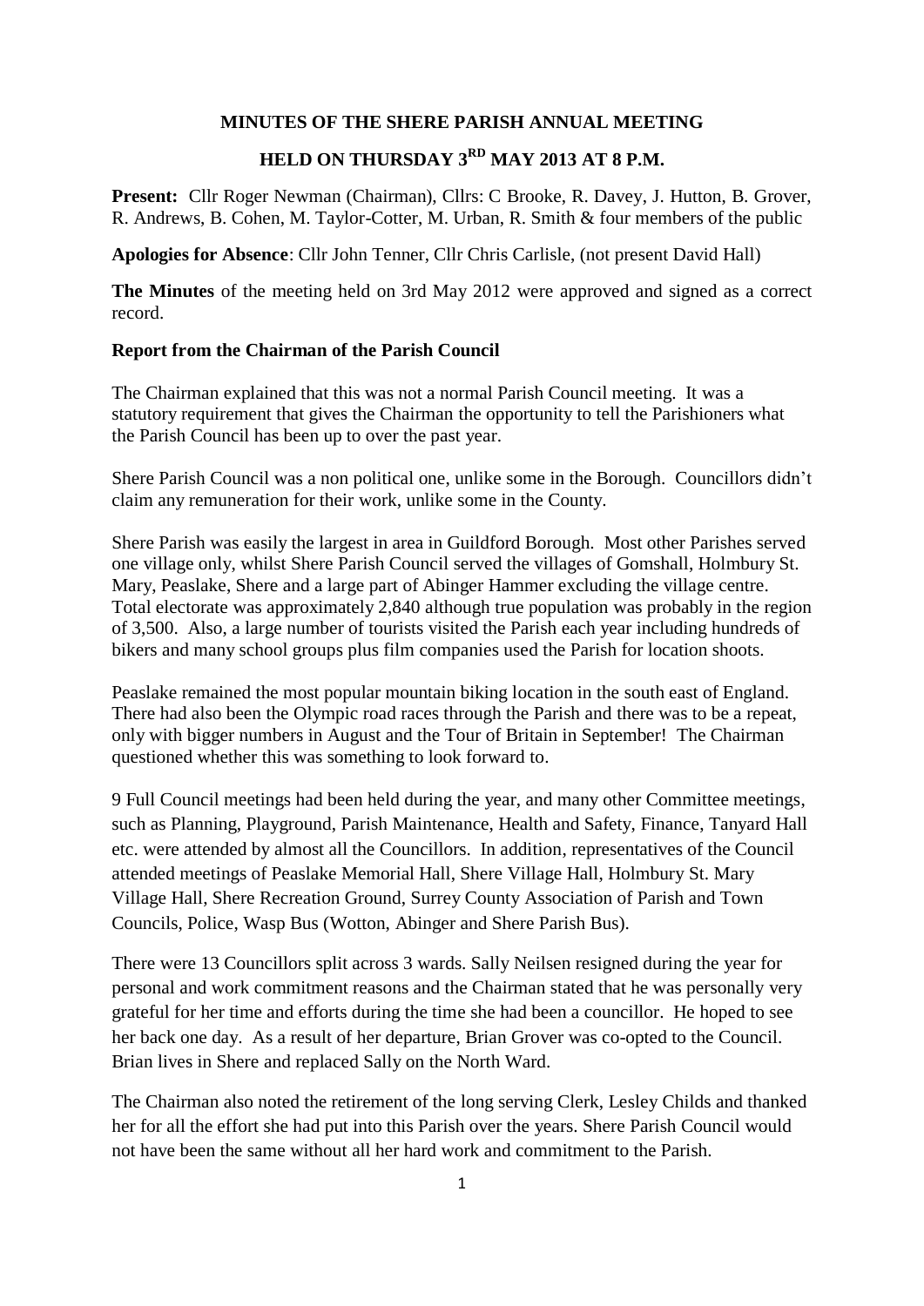# MINUTES OF THE SHERE PARISH ANNUAL MEETING

## HELD ON THURSDAY 3RD MAY 2013 AT 8 P.M.

**Present:** Cllr Roger Newman (Chairman), Cllrs: C Brooke, R. Davey, J. Hutton, B. Grover, R. Andrews, B. Cohen, M. Taylor-Cotter, M. Urban, R. Smith & four members of the public

**Apologies for Absence**: Cllr John Tenner, Cllr Chris Carlisle, (not present David Hall)

**The Minutes** of the meeting held on 3rd May 2012 were approved and signed as a correct record.

**Report from the Chairman of the Parish Council**

The Chairman explained that this was not a normal Parish Council meeting. It was a statutory requirement that gives the Chairman the opportunity to tell the Parishioners what the Parish Council has been up to over the past year.

Shere Parish Council was a non political one, unlike some in the Borough. Councillors didn't claim any remuneration for their work, unlike some in the County.

Shere Parish was easily the largest in area in Guildford Borough. Most other Parishes served one village only, whilst Shere Parish Council served the villages of Gomshall, Holmbury St. Mary, Peaslake, Shere and a large part of Abinger Hammer excluding the village centre. Total electorate was approximately 2,840 although true population was probably in the region of 3,500. Also, a large number of tourists visited the Parish each year including hundreds of bikers and many school groups plus film companies used the Parish for location shoots.

Peaslake remained the most popular mountain biking location in the south east of England. There had also been the Olympic road races through the Parish and there was to be a repeat, only with bigger numbers in August and the Tour of Britain in September! The Chairman questioned whether this was something to look forward to.

9 Full Council meetings had been held during the year, and many other Committee meetings, such as Planning, Playground, Parish Maintenance, Health and Safety, Finance, Tanyard Hall etc. were attended by almost all the Councillors. In addition, representatives of the Council attended meetings of Peaslake Memorial Hall, Shere Village Hall, Holmbury St. Mary Village Hall, Shere Recreation Ground, Surrey County Association of Parish and Town Councils, Police, Wasp Bus (Wotton, Abinger and Shere Parish Bus).

There were 13 Councillors split across 3 wards. Sally Neilsen resigned during the year for personal and work commitment reasons and the Chairman stated that he was personally very grateful for her time and efforts during the time she had been a councillor. He hoped to see her back one day. As a result of her departure, Brian Grover was co-opted to the Council. Brian lives in Shere and replaced Sally on the North Ward.

The Chairman also noted the retirement of the long serving Clerk, Lesley Childs and thanked her for all the effort she had put into this Parish over the years. Shere Parish Council would not have been the same without all her hard work and commitment to the Parish.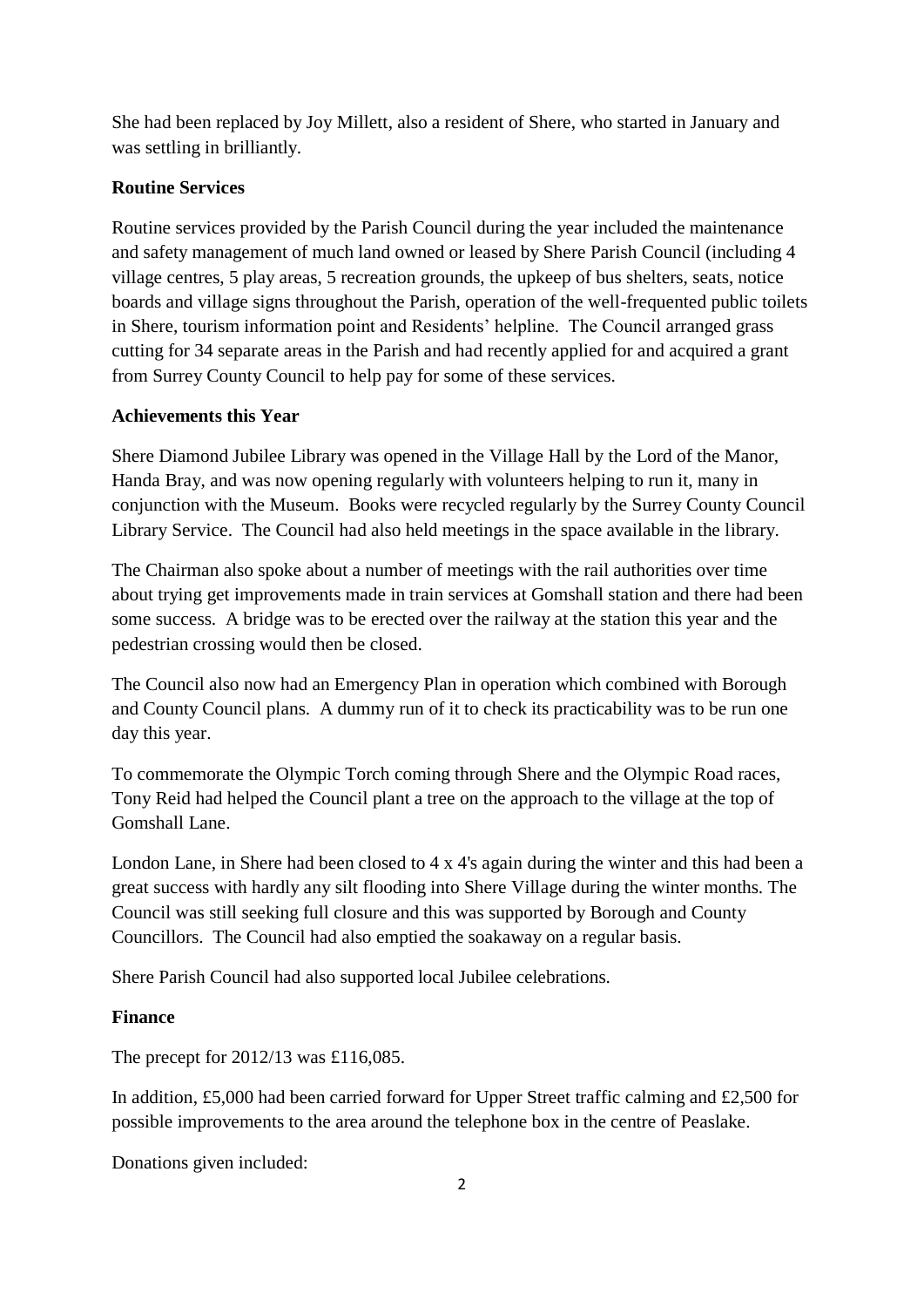She had been replaced by Joy Millett, also a resident of Shere, who started in January and was settling in brilliantly.

**Routine Services**

Routine services provided by the Parish Council during the year included the maintenance and safety management of much land owned or leased by Shere Parish Council (including 4 village centres, 5 play areas, 5 recreation grounds, the upkeep of bus shelters, seats, notice boards and village signs throughout the Parish, operation of the well-frequented public toilets in Shere, tourism information point and Residents' helpline. The Council arranged grass cutting for 34 separate areas in the Parish and had recently applied for and acquired a grant from Surrey County Council to help pay for some of these services.

**Achievements this Year**

Shere Diamond Jubilee Library was opened in the Village Hall by the Lord of the Manor, Handa Bray, and was now opening regularly with volunteers helping to run it, many in conjunction with the Museum. Books were recycled regularly by the Surrey County Council Library Service. The Council had also held meetings in the space available in the library.

The Chairman also spoke about a number of meetings with the rail authorities over time about trying get improvements made in train services at Gomshall station and there had been some success. A bridge was to be erected over the railway at the station this year and the pedestrian crossing would then be closed.

The Council also now had an Emergency Plan in operation which combined with Borough and County Council plans. A dummy run of it to check its practicability was to be run one day this year.

To commemorate the Olympic Torch coming through Shere and the Olympic Road races, Tony Reid had helped the Council plant a tree on the approach to the village at the top of Gomshall Lane.

London Lane, in Shere had been closed to 4 x 4's again during the winter and this had been a great success with hardly any silt flooding into Shere Village during the winter months. The Council was still seeking full closure and this was supported by Borough and County Councillors. The Council had also emptied the soakaway on a regular basis.

Shere Parish Council had also supported local Jubilee celebrations.

**Finance**

The precept for 2012/13 was £116,085.

In addition, £5,000 had been carried forward for Upper Street traffic calming and £2,500 for possible improvements to the area around the telephone box in the centre of Peaslake.

Donations given included: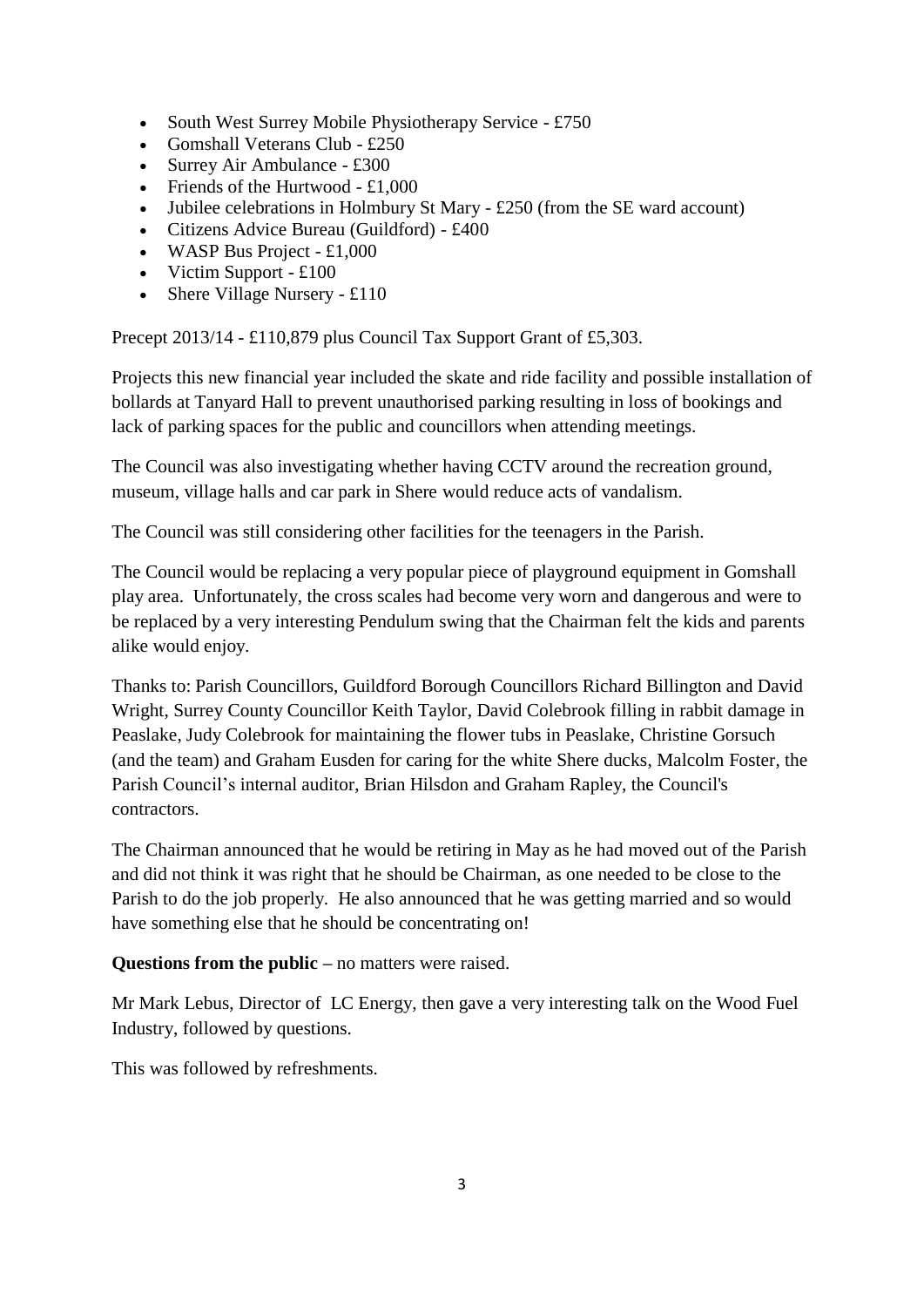- South West Surrey Mobile Physiotherapy Service - £750
- Gomshall Veterans Club - £250
- Surrey Air Ambulance - £300
- Friends of the Hurtwood - £1,000
- Jubilee celebrations in Holmbury St Mary - £250 (from the SE ward account)
- Citizens Advice Bureau (Guildford) - £400
- WASP Bus Project - £1,000
- Victim Support - £100
- Shere Village Nursery - £110

Precept 2013/14 - £110,879 plus Council Tax Support Grant of £5,303.

Projects this new financial year included the skate and ride facility and possible installation of bollards at Tanyard Hall to prevent unauthorised parking resulting in loss of bookings and lack of parking spaces for the public and councillors when attending meetings.

The Council was also investigating whether having CCTV around the recreation ground, museum, village halls and car park in Shere would reduce acts of vandalism.

The Council was still considering other facilities for the teenagers in the Parish.

The Council would be replacing a very popular piece of playground equipment in Gomshall play area. Unfortunately, the cross scales had become very worn and dangerous and were to be replaced by a very interesting Pendulum swing that the Chairman felt the kids and parents alike would enjoy.

Thanks to: Parish Councillors, Guildford Borough Councillors Richard Billington and David Wright, Surrey County Councillor Keith Taylor, David Colebrook filling in rabbit damage in Peaslake, Judy Colebrook for maintaining the flower tubs in Peaslake, Christine Gorsuch (and the team) and Graham Eusden for caring for the white Shere ducks, Malcolm Foster, the Parish Council's internal auditor, Brian Hilsdon and Graham Rapley, the Council's contractors.

The Chairman announced that he would be retiring in May as he had moved out of the Parish and did not think it was right that he should be Chairman, as one needed to be close to the Parish to do the job properly. He also announced that he was getting married and so would have something else that he should be concentrating on!

**Questions from the public** – no matters were raised.

Mr Mark Lebus, Director of LC Energy, then gave a very interesting talk on the Wood Fuel Industry, followed by questions.

This was followed by refreshments.